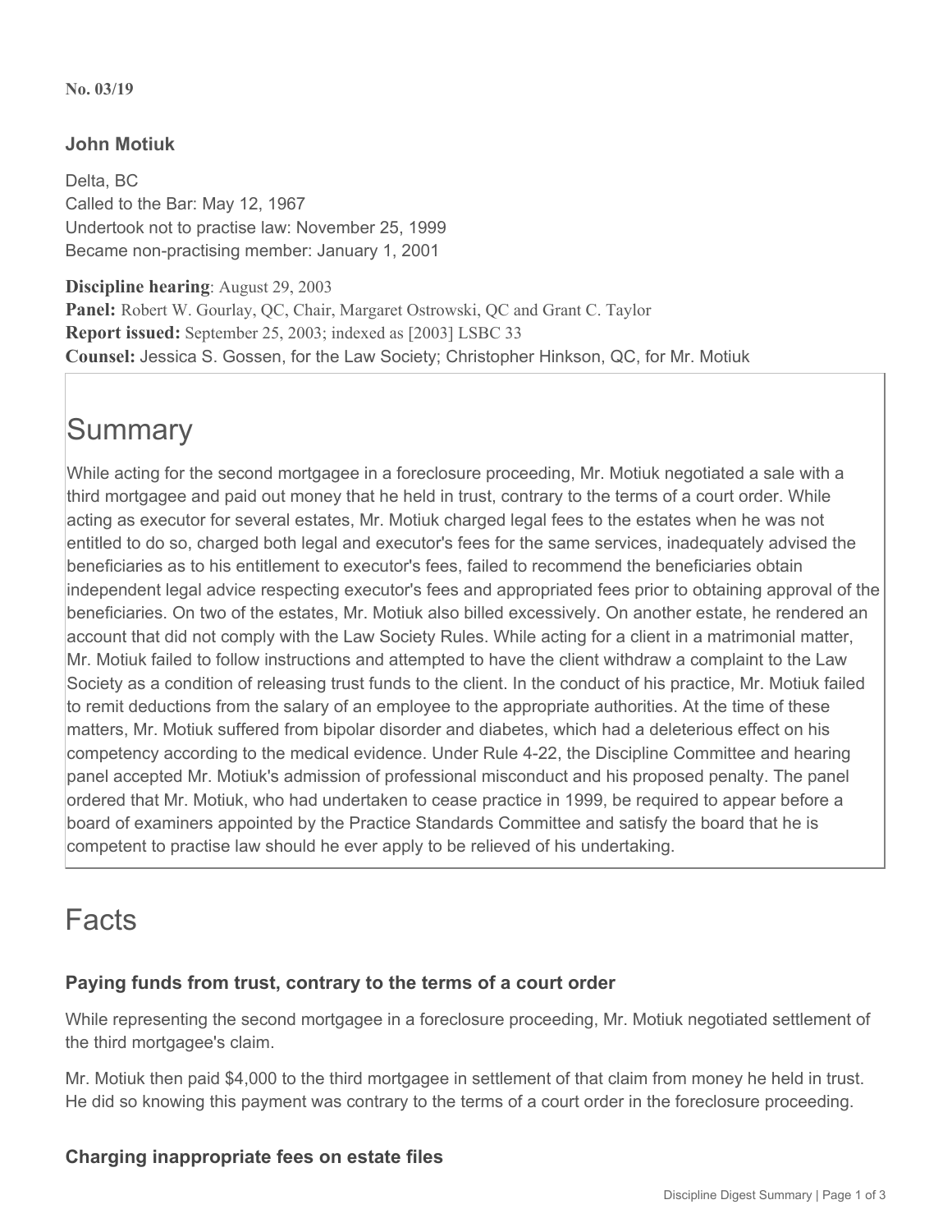**No. 03/19**

### John Motiuk

Delta, BC
Called to the Bar: May 12, 1967
Undertook not to practise law: November 25, 1999
Became non-practising member: January 1, 2001

**Discipline hearing**: August 29, 2003
**Panel:** Robert W. Gourlay, QC, Chair, Margaret Ostrowski, QC and Grant C. Taylor
**Report issued:** September 25, 2003; indexed as [2003] LSBC 33
**Counsel:** Jessica S. Gossen, for the Law Society; Christopher Hinkson, QC, for Mr. Motiuk

# Summary

While acting for the second mortgagee in a foreclosure proceeding, Mr. Motiuk negotiated a sale with a third mortgagee and paid out money that he held in trust, contrary to the terms of a court order. While acting as executor for several estates, Mr. Motiuk charged legal fees to the estates when he was not entitled to do so, charged both legal and executor's fees for the same services, inadequately advised the beneficiaries as to his entitlement to executor's fees, failed to recommend the beneficiaries obtain independent legal advice respecting executor's fees and appropriated fees prior to obtaining approval of the beneficiaries. On two of the estates, Mr. Motiuk also billed excessively. On another estate, he rendered an account that did not comply with the Law Society Rules. While acting for a client in a matrimonial matter, Mr. Motiuk failed to follow instructions and attempted to have the client withdraw a complaint to the Law Society as a condition of releasing trust funds to the client. In the conduct of his practice, Mr. Motiuk failed to remit deductions from the salary of an employee to the appropriate authorities. At the time of these matters, Mr. Motiuk suffered from bipolar disorder and diabetes, which had a deleterious effect on his competency according to the medical evidence. Under Rule 4-22, the Discipline Committee and hearing panel accepted Mr. Motiuk's admission of professional misconduct and his proposed penalty. The panel ordered that Mr. Motiuk, who had undertaken to cease practice in 1999, be required to appear before a board of examiners appointed by the Practice Standards Committee and satisfy the board that he is competent to practise law should he ever apply to be relieved of his undertaking.

# Facts

### Paying funds from trust, contrary to the terms of a court order

While representing the second mortgagee in a foreclosure proceeding, Mr. Motiuk negotiated settlement of the third mortgagee's claim.

Mr. Motiuk then paid $4,000 to the third mortgagee in settlement of that claim from money he held in trust. He did so knowing this payment was contrary to the terms of a court order in the foreclosure proceeding.

### Charging inappropriate fees on estate files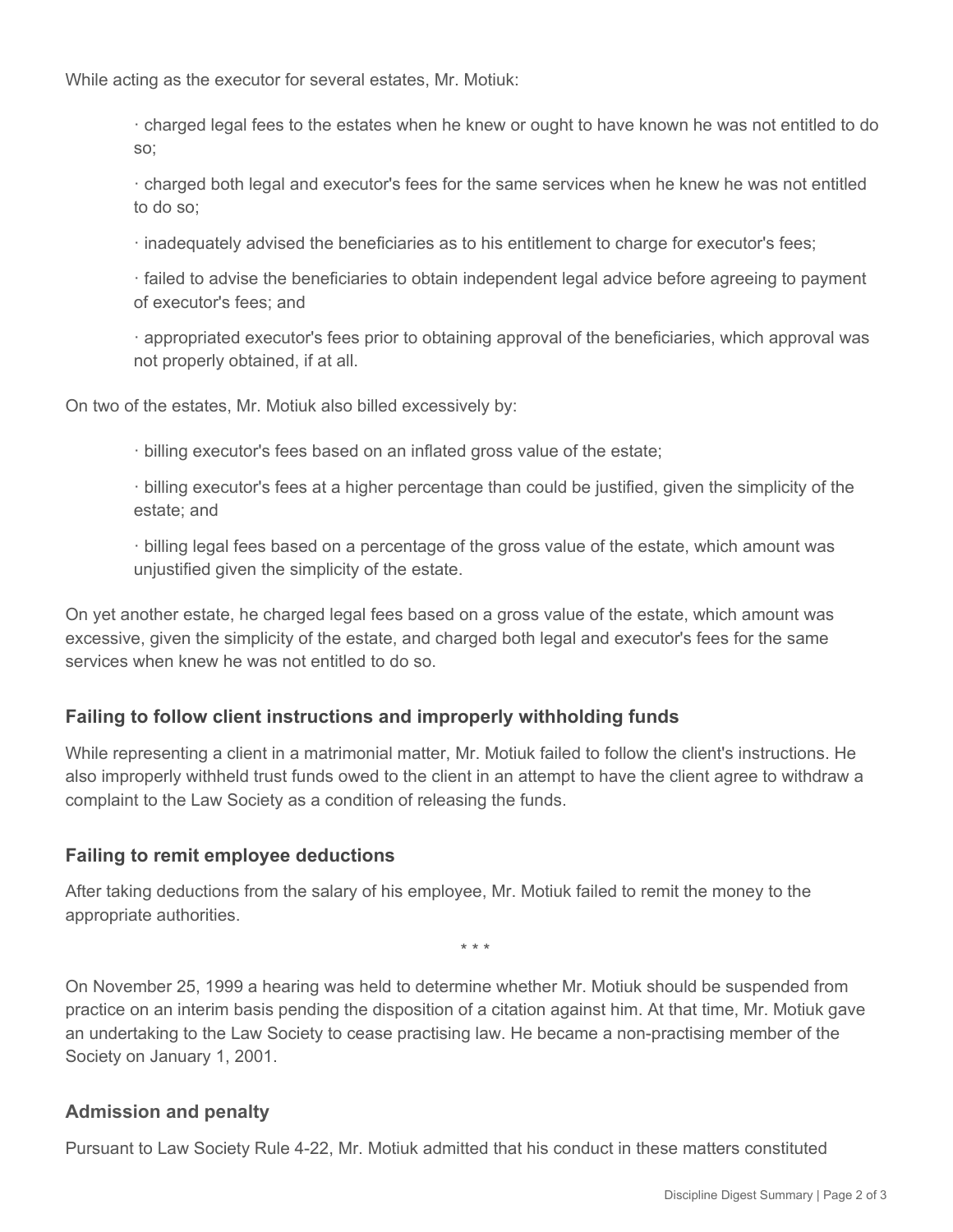While acting as the executor for several estates, Mr. Motiuk:

- charged legal fees to the estates when he knew or ought to have known he was not entitled to do so;
- charged both legal and executor's fees for the same services when he knew he was not entitled to do so;
- inadequately advised the beneficiaries as to his entitlement to charge for executor's fees;
- failed to advise the beneficiaries to obtain independent legal advice before agreeing to payment of executor's fees; and
- appropriated executor's fees prior to obtaining approval of the beneficiaries, which approval was not properly obtained, if at all.

On two of the estates, Mr. Motiuk also billed excessively by:

- billing executor's fees based on an inflated gross value of the estate;
- billing executor's fees at a higher percentage than could be justified, given the simplicity of the estate; and
- billing legal fees based on a percentage of the gross value of the estate, which amount was unjustified given the simplicity of the estate.

On yet another estate, he charged legal fees based on a gross value of the estate, which amount was excessive, given the simplicity of the estate, and charged both legal and executor's fees for the same services when knew he was not entitled to do so.

### Failing to follow client instructions and improperly withholding funds

While representing a client in a matrimonial matter, Mr. Motiuk failed to follow the client's instructions. He also improperly withheld trust funds owed to the client in an attempt to have the client agree to withdraw a complaint to the Law Society as a condition of releasing the funds.

### Failing to remit employee deductions

After taking deductions from the salary of his employee, Mr. Motiuk failed to remit the money to the appropriate authorities.

\* \* \*

On November 25, 1999 a hearing was held to determine whether Mr. Motiuk should be suspended from practice on an interim basis pending the disposition of a citation against him. At that time, Mr. Motiuk gave an undertaking to the Law Society to cease practising law. He became a non-practising member of the Society on January 1, 2001.

### Admission and penalty

Pursuant to Law Society Rule 4-22, Mr. Motiuk admitted that his conduct in these matters constituted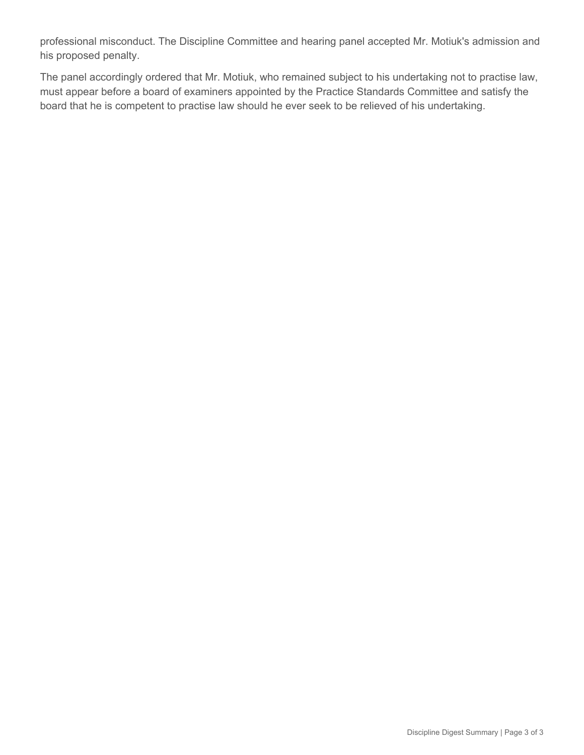professional misconduct. The Discipline Committee and hearing panel accepted Mr. Motiuk's admission and his proposed penalty.

The panel accordingly ordered that Mr. Motiuk, who remained subject to his undertaking not to practise law, must appear before a board of examiners appointed by the Practice Standards Committee and satisfy the board that he is competent to practise law should he ever seek to be relieved of his undertaking.